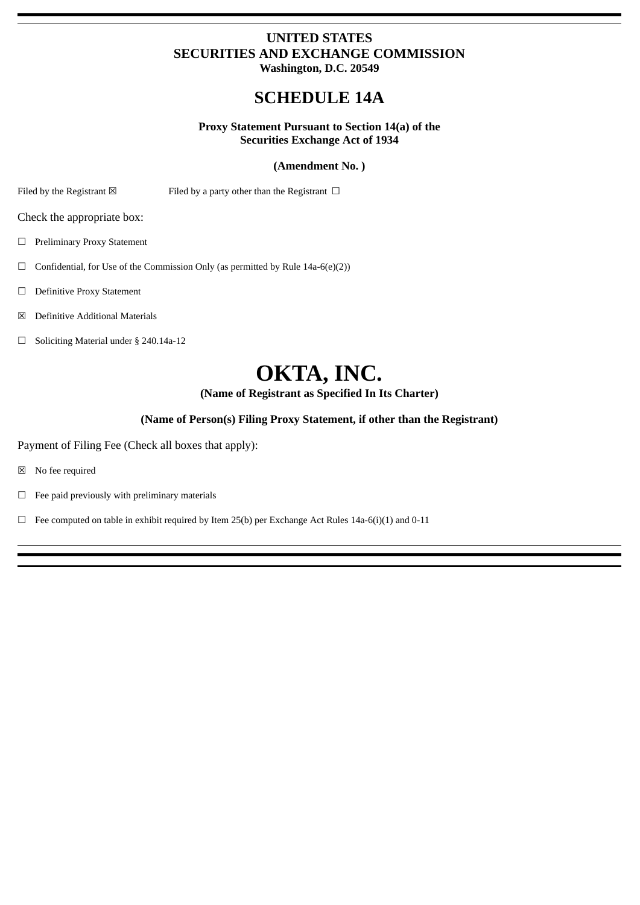**UNITED STATES**
**SECURITIES AND EXCHANGE COMMISSION**
**Washington, D.C. 20549**

# SCHEDULE 14A

**Proxy Statement Pursuant to Section 14(a) of the Securities Exchange Act of 1934**

**(Amendment No. )**

Filed by the Registrant ☒ Filed by a party other than the Registrant ☐

Check the appropriate box:

☐ Preliminary Proxy Statement

☐ Confidential, for Use of the Commission Only (as permitted by Rule 14a-6(e)(2))

☐ Definitive Proxy Statement

☒ Definitive Additional Materials

☐ Soliciting Material under § 240.14a-12

# OKTA, INC.

**(Name of Registrant as Specified In Its Charter)**

**(Name of Person(s) Filing Proxy Statement, if other than the Registrant)**

Payment of Filing Fee (Check all boxes that apply):

☒ No fee required

☐ Fee paid previously with preliminary materials

☐ Fee computed on table in exhibit required by Item 25(b) per Exchange Act Rules 14a-6(i)(1) and 0-11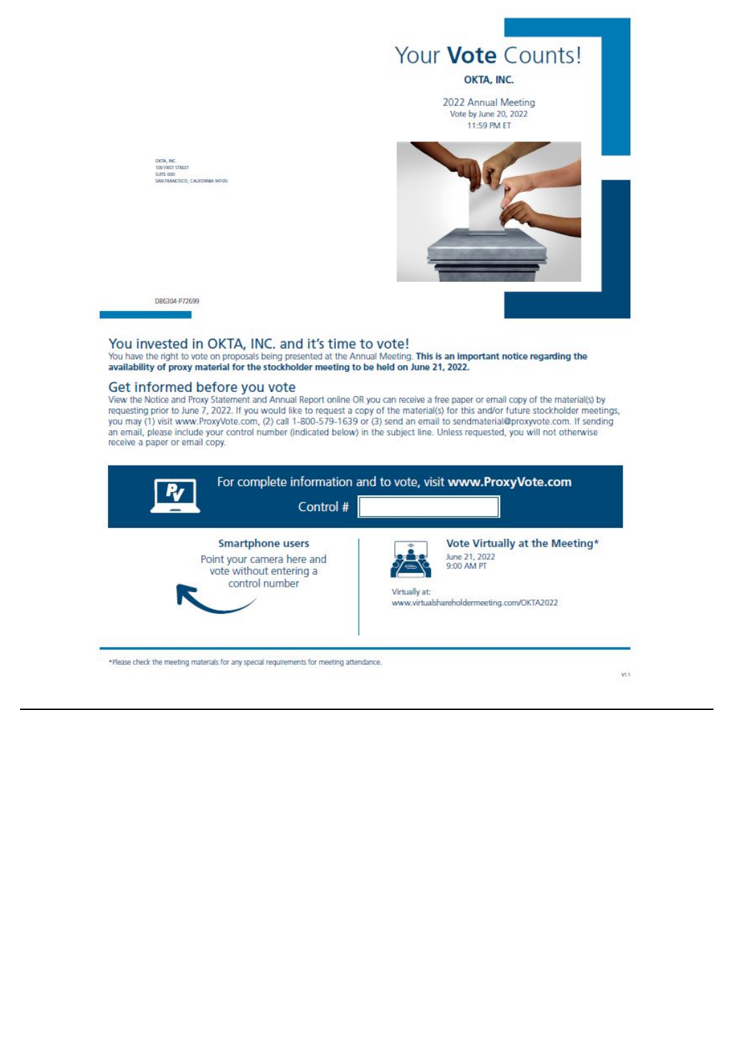# Your **Vote** Counts!

**OKTA, INC.**

2022 Annual Meeting
Vote by June 20, 2022
11:59 PM ET

OKTA, INC.
100 FIRST STREET
SUITE 600
SAN FRANCISCO, CALIFORNIA 94105

D86304-P72699

## You invested in OKTA, INC. and it's time to vote!

You have the right to vote on proposals being presented at the Annual Meeting. **This is an important notice regarding the availability of proxy material for the stockholder meeting to be held on June 21, 2022.**

## Get informed before you vote

View the Notice and Proxy Statement and Annual Report online OR you can receive a free paper or email copy of the material(s) by requesting prior to June 7, 2022. If you would like to request a copy of the material(s) for this and/or future stockholder meetings, you may (1) visit www.ProxyVote.com, (2) call 1-800-579-1639 or (3) send an email to sendmaterial@proxyvote.com. If sending an email, please include your control number (indicated below) in the subject line. Unless requested, you will not otherwise receive a paper or email copy.

For complete information and to vote, visit **www.ProxyVote.com**

Control #

**Smartphone users**

Point your camera here and vote without entering a control number

**Vote Virtually at the Meeting***

June 21, 2022
9:00 AM PT

Virtually at:
www.virtualshareholdermeeting.com/OKTA2022

*Please check the meeting materials for any special requirements for meeting attendance.

V1.1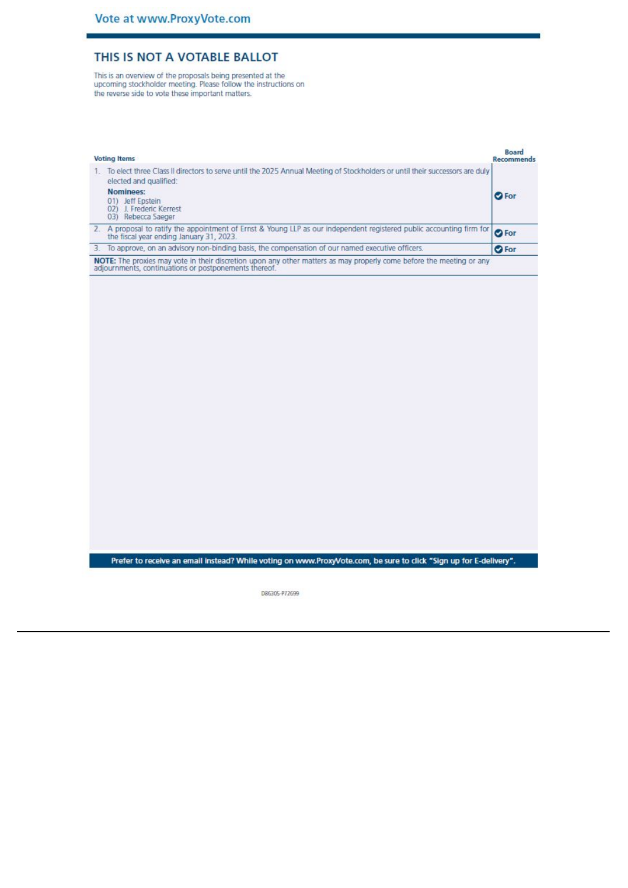Vote at www.ProxyVote.com

# THIS IS NOT A VOTABLE BALLOT

This is an overview of the proposals being presented at the upcoming stockholder meeting. Please follow the instructions on the reverse side to vote these important matters.

| Voting Items | Board Recommends |
|---|---|
| 1. To elect three Class II directors to serve until the 2025 Annual Meeting of Stockholders or until their successors are duly elected and qualified:<br>**Nominees:**<br>01) Jeff Epstein<br>02) J. Frederic Kerrest<br>03) Rebecca Saeger | For |
| 2. A proposal to ratify the appointment of Ernst & Young LLP as our independent registered public accounting firm for the fiscal year ending January 31, 2023. | For |
| 3. To approve, on an advisory non-binding basis, the compensation of our named executive officers. | For |

**NOTE:** The proxies may vote in their discretion upon any other matters as may properly come before the meeting or any adjournments, continuations or postponements thereof.

**Prefer to receive an email instead? While voting on www.ProxyVote.com, be sure to click "Sign up for E-delivery".**

D86305-P72699